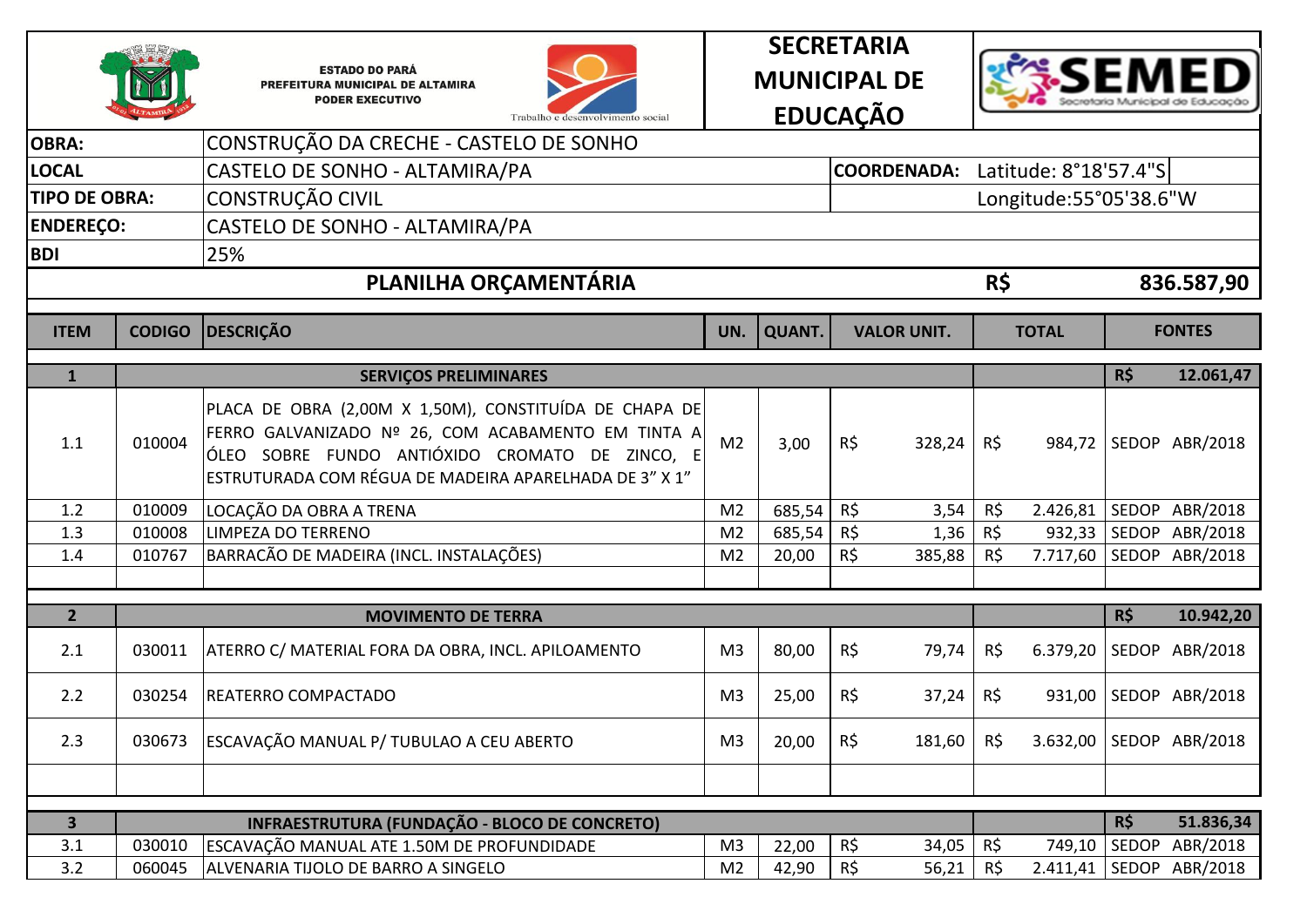ESTADO DO PARÁ
PREFEITURA MUNICIPAL DE ALTAMIRA
PODER EXECUTIVO

Trabalho e desenvolvimento social

**SECRETARIA MUNICIPAL DE EDUCAÇÃO**

SEMED – Secretaria Municipal de Educação

| | |
|---|---|
| **OBRA:** | CONSTRUÇÃO DA CRECHE - CASTELO DE SONHO |
| **LOCAL** | CASTELO DE SONHO - ALTAMIRA/PA |
| **TIPO DE OBRA:** | CONSTRUÇÃO CIVIL |
| **ENDEREÇO:** | CASTELO DE SONHO - ALTAMIRA/PA |
| **BDI** | 25% |

**COORDENADA:** Latitude: 8°18'57.4"S Longitude:55°05'38.6"W

## PLANILHA ORÇAMENTÁRIA — R$ 836.587,90

| ITEM | CODIGO | DESCRIÇÃO | UN. | QUANT. | VALOR UNIT. | TOTAL | FONTES |
|---|---|---|---|---|---|---|---|
| **1** | | **SERVIÇOS PRELIMINARES** | | | | | **R$ 12.061,47** |
| 1.1 | 010004 | PLACA DE OBRA (2,00M X 1,50M), CONSTITUÍDA DE CHAPA DE FERRO GALVANIZADO Nº 26, COM ACABAMENTO EM TINTA A ÓLEO SOBRE FUNDO ANTIÓXIDO CROMATO DE ZINCO, E ESTRUTURADA COM RÉGUA DE MADEIRA APARELHADA DE 3" X 1" | M2 | 3,00 | R$ 328,24 | R$ 984,72 | SEDOP ABR/2018 |
| 1.2 | 010009 | LOCAÇÃO DA OBRA A TRENA | M2 | 685,54 | R$ 3,54 | R$ 2.426,81 | SEDOP ABR/2018 |
| 1.3 | 010008 | LIMPEZA DO TERRENO | M2 | 685,54 | R$ 1,36 | R$ 932,33 | SEDOP ABR/2018 |
| 1.4 | 010767 | BARRACÃO DE MADEIRA (INCL. INSTALAÇÕES) | M2 | 20,00 | R$ 385,88 | R$ 7.717,60 | SEDOP ABR/2018 |
| **2** | | **MOVIMENTO DE TERRA** | | | | | **R$ 10.942,20** |
| 2.1 | 030011 | ATERRO C/ MATERIAL FORA DA OBRA, INCL. APILOAMENTO | M3 | 80,00 | R$ 79,74 | R$ 6.379,20 | SEDOP ABR/2018 |
| 2.2 | 030254 | REATERRO COMPACTADO | M3 | 25,00 | R$ 37,24 | R$ 931,00 | SEDOP ABR/2018 |
| 2.3 | 030673 | ESCAVAÇÃO MANUAL P/ TUBULAO A CEU ABERTO | M3 | 20,00 | R$ 181,60 | R$ 3.632,00 | SEDOP ABR/2018 |
| **3** | | **INFRAESTRUTURA (FUNDAÇÃO - BLOCO DE CONCRETO)** | | | | | **R$ 51.836,34** |
| 3.1 | 030010 | ESCAVAÇÃO MANUAL ATE 1.50M DE PROFUNDIDADE | M3 | 22,00 | R$ 34,05 | R$ 749,10 | SEDOP ABR/2018 |
| 3.2 | 060045 | ALVENARIA TIJOLO DE BARRO A SINGELO | M2 | 42,90 | R$ 56,21 | R$ 2.411,41 | SEDOP ABR/2018 |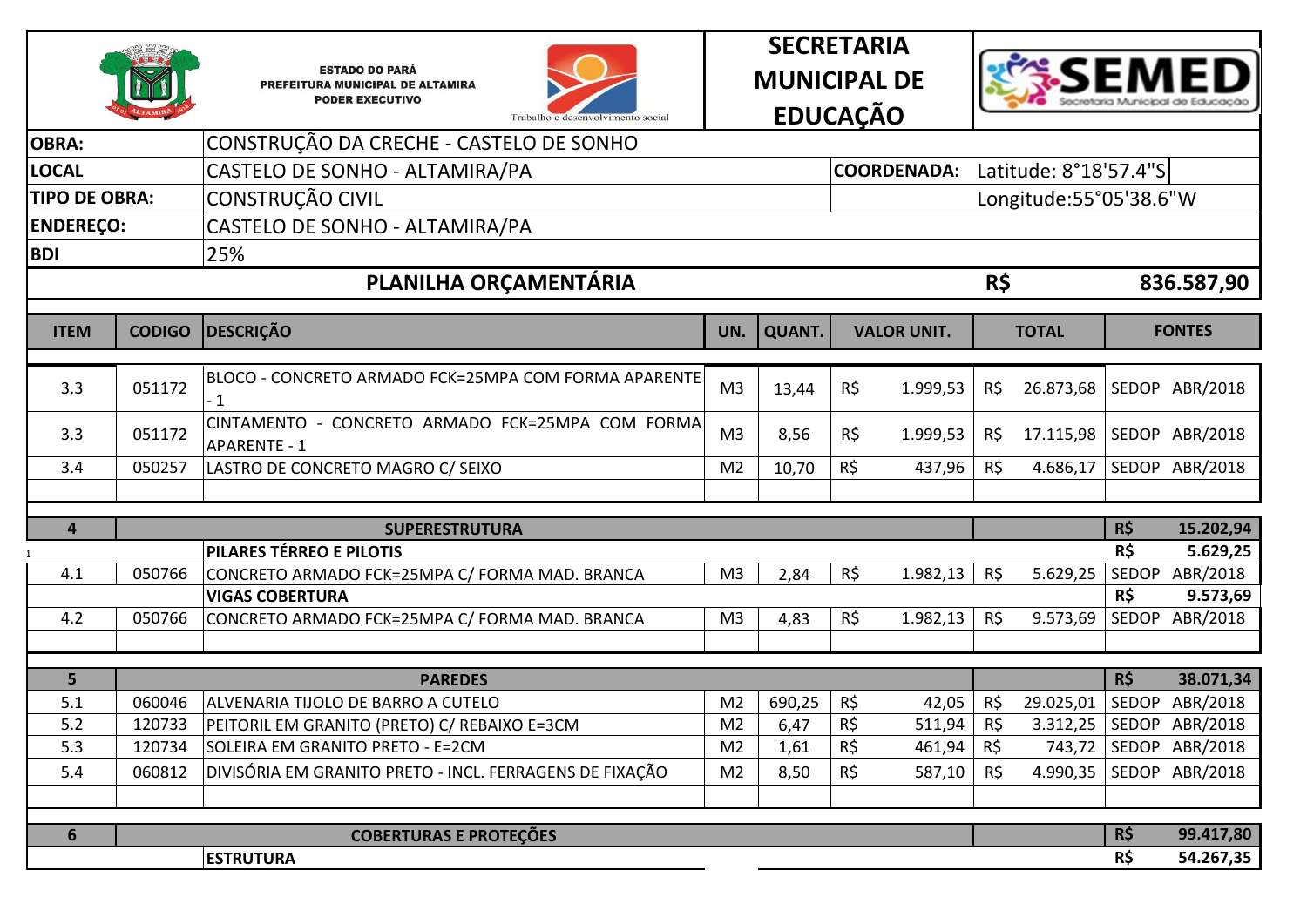ESTADO DO PARÁ
PREFEITURA MUNICIPAL DE ALTAMIRA
PODER EXECUTIVO

Trabalho e desenvolvimento social

# SECRETARIA MUNICIPAL DE EDUCAÇÃO

SEMED - Secretaria Municipal de Educação

| | | | |
|---|---|---|---|
| **OBRA:** | CONSTRUÇÃO DA CRECHE - CASTELO DE SONHO | | |
| **LOCAL** | CASTELO DE SONHO - ALTAMIRA/PA | **COORDENADA:** | Latitude: 8°18'57.4"S |
| **TIPO DE OBRA:** | CONSTRUÇÃO CIVIL | | Longitude:55°05'38.6"W |
| **ENDEREÇO:** | CASTELO DE SONHO - ALTAMIRA/PA | | |
| **BDI** | 25% | | |

## PLANILHA ORÇAMENTÁRIA — R$ 836.587,90

| ITEM | CODIGO | DESCRIÇÃO | UN. | QUANT. | VALOR UNIT. | TOTAL | FONTES |
|---|---|---|---|---|---|---|---|
| 3.3 | 051172 | BLOCO - CONCRETO ARMADO FCK=25MPA COM FORMA APARENTE - 1 | M3 | 13,44 | R$ 1.999,53 | R$ 26.873,68 | SEDOP ABR/2018 |
| 3.3 | 051172 | CINTAMENTO - CONCRETO ARMADO FCK=25MPA COM FORMA APARENTE - 1 | M3 | 8,56 | R$ 1.999,53 | R$ 17.115,98 | SEDOP ABR/2018 |
| 3.4 | 050257 | LASTRO DE CONCRETO MAGRO C/ SEIXO | M2 | 10,70 | R$ 437,96 | R$ 4.686,17 | SEDOP ABR/2018 |
| | | | | | | | |
| **4** | | **SUPERESTRUTURA** | | | | | **R$ 15.202,94** |
| | | **PILARES TÉRREO E PILOTIS** | | | | | **R$ 5.629,25** |
| 4.1 | 050766 | CONCRETO ARMADO FCK=25MPA C/ FORMA MAD. BRANCA | M3 | 2,84 | R$ 1.982,13 | R$ 5.629,25 | SEDOP ABR/2018 |
| | | **VIGAS COBERTURA** | | | | | **R$ 9.573,69** |
| 4.2 | 050766 | CONCRETO ARMADO FCK=25MPA C/ FORMA MAD. BRANCA | M3 | 4,83 | R$ 1.982,13 | R$ 9.573,69 | SEDOP ABR/2018 |
| | | | | | | | |
| **5** | | **PAREDES** | | | | | **R$ 38.071,34** |
| 5.1 | 060046 | ALVENARIA TIJOLO DE BARRO A CUTELO | M2 | 690,25 | R$ 42,05 | R$ 29.025,01 | SEDOP ABR/2018 |
| 5.2 | 120733 | PEITORIL EM GRANITO (PRETO) C/ REBAIXO E=3CM | M2 | 6,47 | R$ 511,94 | R$ 3.312,25 | SEDOP ABR/2018 |
| 5.3 | 120734 | SOLEIRA EM GRANITO PRETO - E=2CM | M2 | 1,61 | R$ 461,94 | R$ 743,72 | SEDOP ABR/2018 |
| 5.4 | 060812 | DIVISÓRIA EM GRANITO PRETO - INCL. FERRAGENS DE FIXAÇÃO | M2 | 8,50 | R$ 587,10 | R$ 4.990,35 | SEDOP ABR/2018 |
| | | | | | | | |
| **6** | | **COBERTURAS E PROTEÇÕES** | | | | | **R$ 99.417,80** |
| | | **ESTRUTURA** | | | | | **R$ 54.267,35** |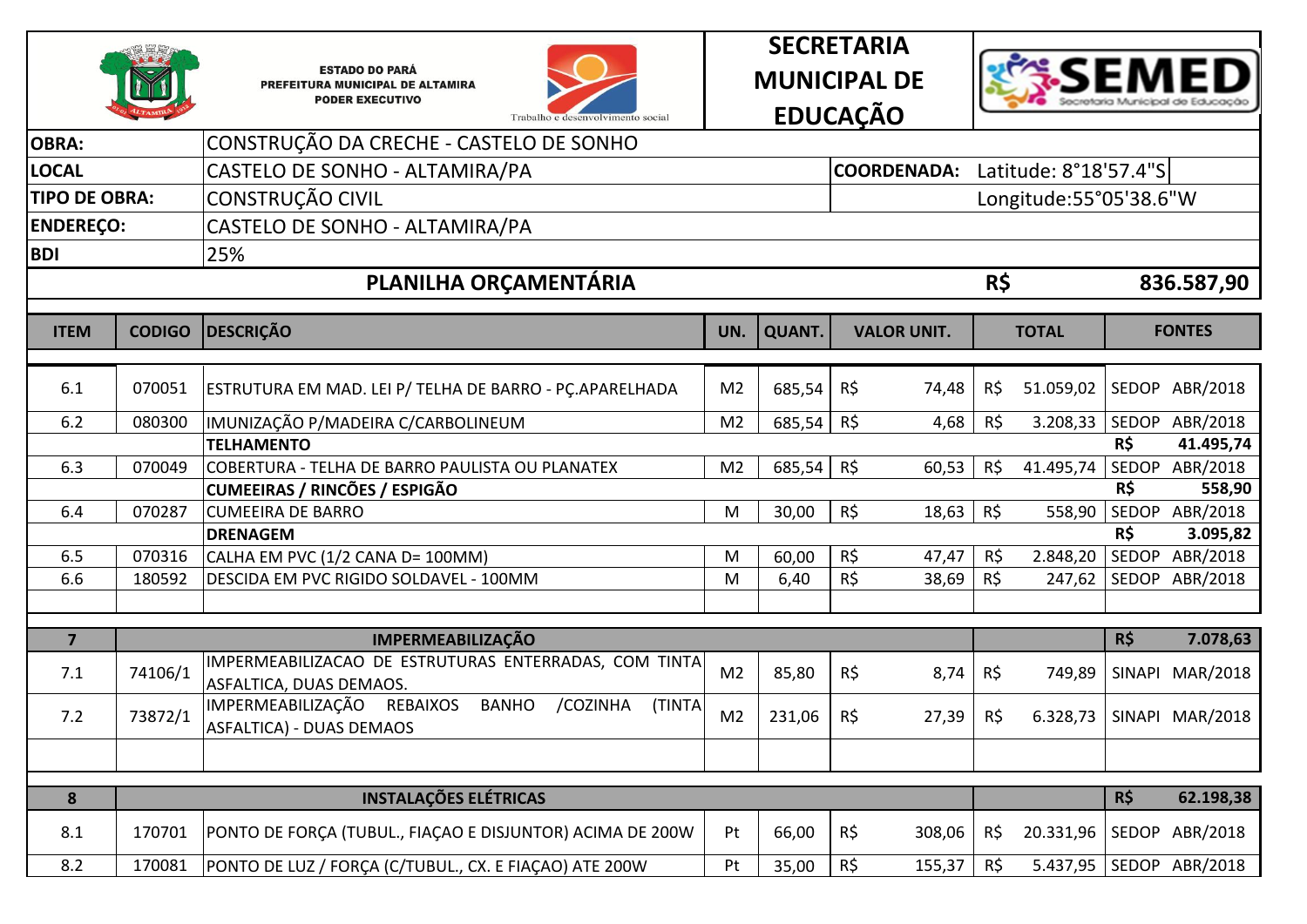ESTADO DO PARÁ
PREFEITURA MUNICIPAL DE ALTAMIRA
PODER EXECUTIVO

Trabalho e desenvolvimento social

**SECRETARIA MUNICIPAL DE EDUCAÇÃO**

SEMED Secretaria Municipal de Educação

| | | | |
|---|---|---|---|
| **OBRA:** | CONSTRUÇÃO DA CRECHE - CASTELO DE SONHO | | |
| **LOCAL** | CASTELO DE SONHO - ALTAMIRA/PA | **COORDENADA:** | Latitude: 8°18'57.4"S |
| **TIPO DE OBRA:** | CONSTRUÇÃO CIVIL | | Longitude:55°05'38.6"W |
| **ENDEREÇO:** | CASTELO DE SONHO - ALTAMIRA/PA | | |
| **BDI** | 25% | | |

## PLANILHA ORÇAMENTÁRIA — R$ 836.587,90

| ITEM | CODIGO | DESCRIÇÃO | UN. | QUANT. | VALOR UNIT. | TOTAL | FONTES |
|---|---|---|---|---|---|---|---|
| 6.1 | 070051 | ESTRUTURA EM MAD. LEI P/ TELHA DE BARRO - PÇ.APARELHADA | M2 | 685,54 | R$ 74,48 | R$ 51.059,02 | SEDOP ABR/2018 |
| 6.2 | 080300 | IMUNIZAÇÃO P/MADEIRA C/CARBOLINEUM | M2 | 685,54 | R$ 4,68 | R$ 3.208,33 | SEDOP ABR/2018 |
| | | **TELHAMENTO** | | | | | **R$ 41.495,74** |
| 6.3 | 070049 | COBERTURA - TELHA DE BARRO PAULISTA OU PLANATEX | M2 | 685,54 | R$ 60,53 | R$ 41.495,74 | SEDOP ABR/2018 |
| | | **CUMEEIRAS / RINCÕES / ESPIGÃO** | | | | | **R$ 558,90** |
| 6.4 | 070287 | CUMEEIRA DE BARRO | M | 30,00 | R$ 18,63 | R$ 558,90 | SEDOP ABR/2018 |
| | | **DRENAGEM** | | | | | **R$ 3.095,82** |
| 6.5 | 070316 | CALHA EM PVC (1/2 CANA D= 100MM) | M | 60,00 | R$ 47,47 | R$ 2.848,20 | SEDOP ABR/2018 |
| 6.6 | 180592 | DESCIDA EM PVC RIGIDO SOLDAVEL - 100MM | M | 6,40 | R$ 38,69 | R$ 247,62 | SEDOP ABR/2018 |
| | | | | | | | |
| **7** | | **IMPERMEABILIZAÇÃO** | | | | | **R$ 7.078,63** |
| 7.1 | 74106/1 | IMPERMEABILIZACAO DE ESTRUTURAS ENTERRADAS, COM TINTA ASFALTICA, DUAS DEMAOS. | M2 | 85,80 | R$ 8,74 | R$ 749,89 | SINAPI MAR/2018 |
| 7.2 | 73872/1 | IMPERMEABILIZAÇÃO REBAIXOS BANHO /COZINHA (TINTA ASFALTICA) - DUAS DEMAOS | M2 | 231,06 | R$ 27,39 | R$ 6.328,73 | SINAPI MAR/2018 |
| | | | | | | | |
| **8** | | **INSTALAÇÕES ELÉTRICAS** | | | | | **R$ 62.198,38** |
| 8.1 | 170701 | PONTO DE FORÇA (TUBUL., FIAÇAO E DISJUNTOR) ACIMA DE 200W | Pt | 66,00 | R$ 308,06 | R$ 20.331,96 | SEDOP ABR/2018 |
| 8.2 | 170081 | PONTO DE LUZ / FORÇA (C/TUBUL., CX. E FIAÇAO) ATE 200W | Pt | 35,00 | R$ 155,37 | R$ 5.437,95 | SEDOP ABR/2018 |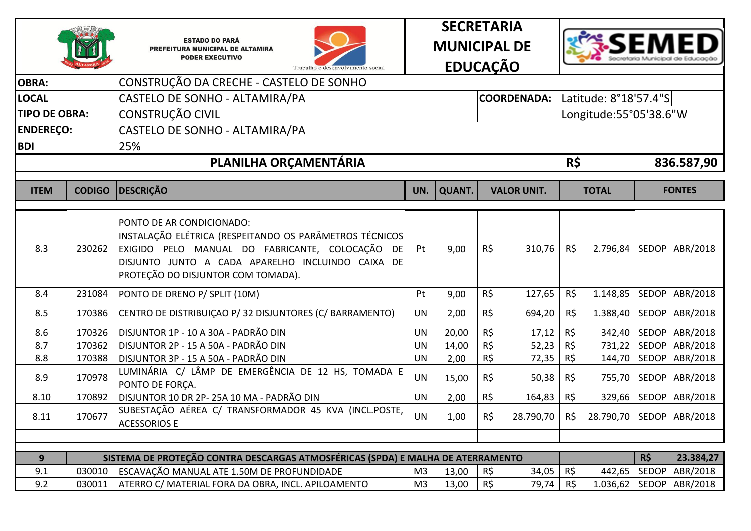ESTADO DO PARÁ
PREFEITURA MUNICIPAL DE ALTAMIRA
PODER EXECUTIVO

Trabalho e desenvolvimento social

**SECRETARIA MUNICIPAL DE EDUCAÇÃO**

SEMED - Secretaria Municipal de Educação

| | | | |
|---|---|---|---|
| **OBRA:** | CONSTRUÇÃO DA CRECHE - CASTELO DE SONHO | | |
| **LOCAL** | CASTELO DE SONHO - ALTAMIRA/PA | **COORDENADA:** | Latitude: 8°18'57.4"S |
| **TIPO DE OBRA:** | CONSTRUÇÃO CIVIL | | Longitude:55°05'38.6"W |
| **ENDEREÇO:** | CASTELO DE SONHO - ALTAMIRA/PA | | |
| **BDI** | 25% | | |

**PLANILHA ORÇAMENTÁRIA** — **R$ 836.587,90**

| ITEM | CODIGO | DESCRIÇÃO | UN. | QUANT. | VALOR UNIT. | TOTAL | FONTES |
|---|---|---|---|---|---|---|---|
| 8.3 | 230262 | PONTO DE AR CONDICIONADO: INSTALAÇÃO ELÉTRICA (RESPEITANDO OS PARÂMETROS TÉCNICOS EXIGIDO PELO MANUAL DO FABRICANTE, COLOCAÇÃO DE DISJUNTO JUNTO A CADA APARELHO INCLUINDO CAIXA DE PROTEÇÃO DO DISJUNTOR COM TOMADA). | Pt | 9,00 | R$ 310,76 | R$ 2.796,84 | SEDOP ABR/2018 |
| 8.4 | 231084 | PONTO DE DRENO P/ SPLIT (10M) | Pt | 9,00 | R$ 127,65 | R$ 1.148,85 | SEDOP ABR/2018 |
| 8.5 | 170386 | CENTRO DE DISTRIBUIÇAO P/ 32 DISJUNTORES (C/ BARRAMENTO) | UN | 2,00 | R$ 694,20 | R$ 1.388,40 | SEDOP ABR/2018 |
| 8.6 | 170326 | DISJUNTOR 1P - 10 A 30A - PADRÃO DIN | UN | 20,00 | R$ 17,12 | R$ 342,40 | SEDOP ABR/2018 |
| 8.7 | 170362 | DISJUNTOR 2P - 15 A 50A - PADRÃO DIN | UN | 14,00 | R$ 52,23 | R$ 731,22 | SEDOP ABR/2018 |
| 8.8 | 170388 | DISJUNTOR 3P - 15 A 50A - PADRÃO DIN | UN | 2,00 | R$ 72,35 | R$ 144,70 | SEDOP ABR/2018 |
| 8.9 | 170978 | LUMINÁRIA C/ LÂMP DE EMERGÊNCIA DE 12 HS, TOMADA E PONTO DE FORÇA. | UN | 15,00 | R$ 50,38 | R$ 755,70 | SEDOP ABR/2018 |
| 8.10 | 170892 | DISJUNTOR 10 DR 2P- 25A 10 MA - PADRÃO DIN | UN | 2,00 | R$ 164,83 | R$ 329,66 | SEDOP ABR/2018 |
| 8.11 | 170677 | SUBESTAÇÃO AÉREA C/ TRANSFORMADOR 45 KVA (INCL.POSTE, ACESSORIOS E | UN | 1,00 | R$ 28.790,70 | R$ 28.790,70 | SEDOP ABR/2018 |
| | | | | | | | |
| **9** | | **SISTEMA DE PROTEÇÃO CONTRA DESCARGAS ATMOSFÉRICAS (SPDA) E MALHA DE ATERRAMENTO** | | | | | **R$ 23.384,27** |
| 9.1 | 030010 | ESCAVAÇÃO MANUAL ATE 1.50M DE PROFUNDIDADE | M3 | 13,00 | R$ 34,05 | R$ 442,65 | SEDOP ABR/2018 |
| 9.2 | 030011 | ATERRO C/ MATERIAL FORA DA OBRA, INCL. APILOAMENTO | M3 | 13,00 | R$ 79,74 | R$ 1.036,62 | SEDOP ABR/2018 |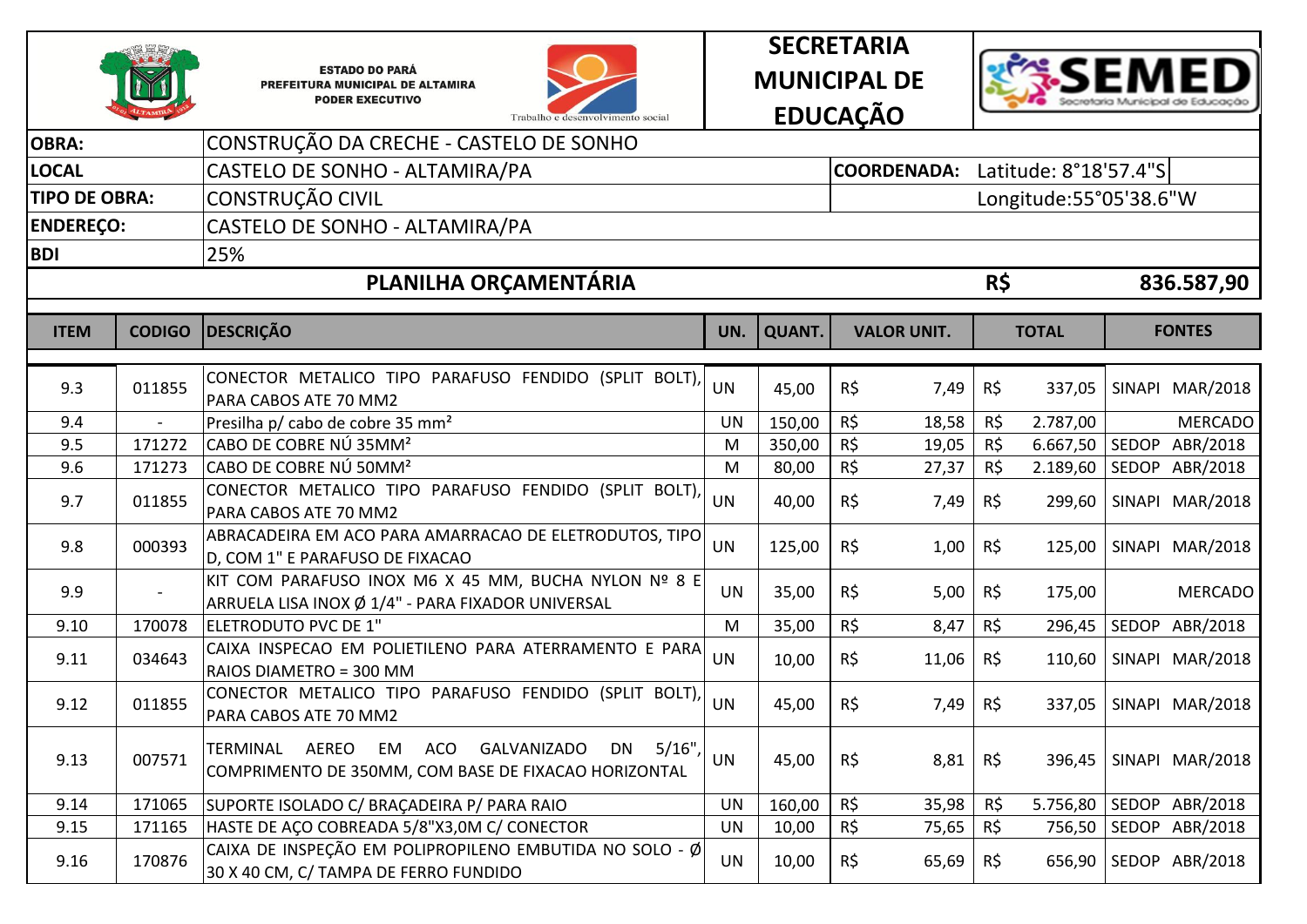ESTADO DO PARÁ
PREFEITURA MUNICIPAL DE ALTAMIRA
PODER EXECUTIVO

Trabalho e desenvolvimento social

**SECRETARIA MUNICIPAL DE EDUCAÇÃO**

SEMED Secretaria Municipal de Educação

| | | | |
|---|---|---|---|
| **OBRA:** | CONSTRUÇÃO DA CRECHE - CASTELO DE SONHO | | |
| **LOCAL** | CASTELO DE SONHO - ALTAMIRA/PA | **COORDENADA:** | Latitude: 8°18'57.4"S |
| **TIPO DE OBRA:** | CONSTRUÇÃO CIVIL | | Longitude:55°05'38.6"W |
| **ENDEREÇO:** | CASTELO DE SONHO - ALTAMIRA/PA | | |
| **BDI** | 25% | | |

## PLANILHA ORÇAMENTÁRIA — R$ 836.587,90

| ITEM | CODIGO | DESCRIÇÃO | UN. | QUANT. | VALOR UNIT. | TOTAL | FONTES |
|---|---|---|---|---|---|---|---|
| 9.3 | 011855 | CONECTOR METALICO TIPO PARAFUSO FENDIDO (SPLIT BOLT), PARA CABOS ATE 70 MM2 | UN | 45,00 | R$ 7,49 | R$ 337,05 | SINAPI MAR/2018 |
| 9.4 | - | Presilha p/ cabo de cobre 35 mm² | UN | 150,00 | R$ 18,58 | R$ 2.787,00 | MERCADO |
| 9.5 | 171272 | CABO DE COBRE NÚ 35MM² | M | 350,00 | R$ 19,05 | R$ 6.667,50 | SEDOP ABR/2018 |
| 9.6 | 171273 | CABO DE COBRE NÚ 50MM² | M | 80,00 | R$ 27,37 | R$ 2.189,60 | SEDOP ABR/2018 |
| 9.7 | 011855 | CONECTOR METALICO TIPO PARAFUSO FENDIDO (SPLIT BOLT), PARA CABOS ATE 70 MM2 | UN | 40,00 | R$ 7,49 | R$ 299,60 | SINAPI MAR/2018 |
| 9.8 | 000393 | ABRACADEIRA EM ACO PARA AMARRACAO DE ELETRODUTOS, TIPO D, COM 1" E PARAFUSO DE FIXACAO | UN | 125,00 | R$ 1,00 | R$ 125,00 | SINAPI MAR/2018 |
| 9.9 | - | KIT COM PARAFUSO INOX M6 X 45 MM, BUCHA NYLON Nº 8 E ARRUELA LISA INOX Ø 1/4" - PARA FIXADOR UNIVERSAL | UN | 35,00 | R$ 5,00 | R$ 175,00 | MERCADO |
| 9.10 | 170078 | ELETRODUTO PVC DE 1" | M | 35,00 | R$ 8,47 | R$ 296,45 | SEDOP ABR/2018 |
| 9.11 | 034643 | CAIXA INSPECAO EM POLIETILENO PARA ATERRAMENTO E PARA RAIOS DIAMETRO = 300 MM | UN | 10,00 | R$ 11,06 | R$ 110,60 | SINAPI MAR/2018 |
| 9.12 | 011855 | CONECTOR METALICO TIPO PARAFUSO FENDIDO (SPLIT BOLT), PARA CABOS ATE 70 MM2 | UN | 45,00 | R$ 7,49 | R$ 337,05 | SINAPI MAR/2018 |
| 9.13 | 007571 | TERMINAL AEREO EM ACO GALVANIZADO DN 5/16", COMPRIMENTO DE 350MM, COM BASE DE FIXACAO HORIZONTAL | UN | 45,00 | R$ 8,81 | R$ 396,45 | SINAPI MAR/2018 |
| 9.14 | 171065 | SUPORTE ISOLADO C/ BRAÇADEIRA P/ PARA RAIO | UN | 160,00 | R$ 35,98 | R$ 5.756,80 | SEDOP ABR/2018 |
| 9.15 | 171165 | HASTE DE AÇO COBREADA 5/8"X3,0M C/ CONECTOR | UN | 10,00 | R$ 75,65 | R$ 756,50 | SEDOP ABR/2018 |
| 9.16 | 170876 | CAIXA DE INSPEÇÃO EM POLIPROPILENO EMBUTIDA NO SOLO - Ø 30 X 40 CM, C/ TAMPA DE FERRO FUNDIDO | UN | 10,00 | R$ 65,69 | R$ 656,90 | SEDOP ABR/2018 |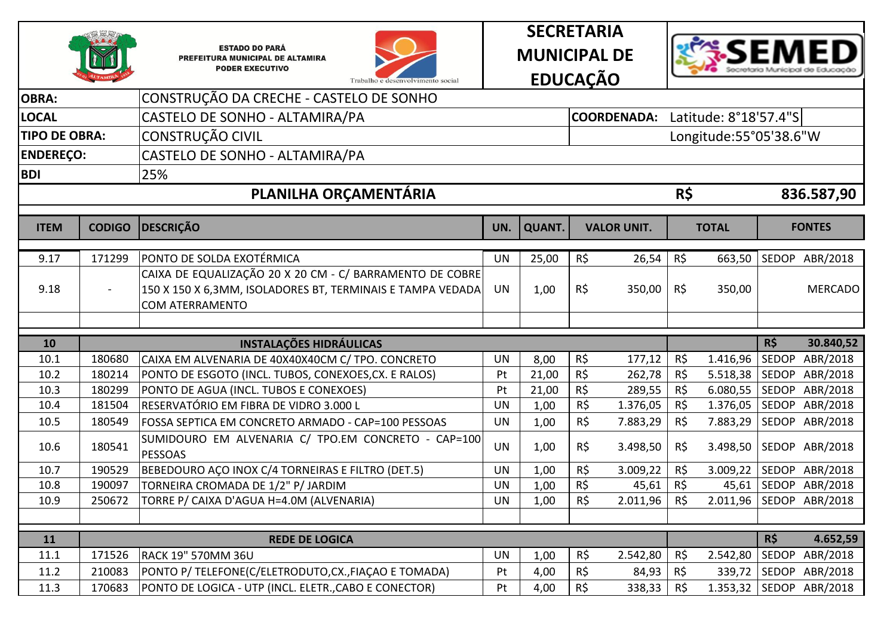ESTADO DO PARÁ
PREFEITURA MUNICIPAL DE ALTAMIRA
PODER EXECUTIVO

Trabalho e desenvolvimento social

**SECRETARIA MUNICIPAL DE EDUCAÇÃO**

SEMED – Secretaria Municipal de Educação

| | | | |
|---|---|---|---|
| **OBRA:** | CONSTRUÇÃO DA CRECHE - CASTELO DE SONHO | | |
| **LOCAL** | CASTELO DE SONHO - ALTAMIRA/PA | **COORDENADA:** | Latitude: 8°18'57.4"S |
| **TIPO DE OBRA:** | CONSTRUÇÃO CIVIL | | Longitude:55°05'38.6"W |
| **ENDEREÇO:** | CASTELO DE SONHO - ALTAMIRA/PA | | |
| **BDI** | 25% | | |

## PLANILHA ORÇAMENTÁRIA — R$ 836.587,90

| ITEM | CODIGO | DESCRIÇÃO | UN. | QUANT. | VALOR UNIT. | TOTAL | FONTES |
|---|---|---|---|---|---|---|---|
| 9.17 | 171299 | PONTO DE SOLDA EXOTÉRMICA | UN | 25,00 | R$ 26,54 | R$ 663,50 | SEDOP ABR/2018 |
| 9.18 | - | CAIXA DE EQUALIZAÇÃO 20 X 20 CM - C/ BARRAMENTO DE COBRE 150 X 150 X 6,3MM, ISOLADORES BT, TERMINAIS E TAMPA VEDADA COM ATERRAMENTO | UN | 1,00 | R$ 350,00 | R$ 350,00 | MERCADO |
| | | | | | | | |
| **10** | | **INSTALAÇÕES HIDRÁULICAS** | | | | | **R$ 30.840,52** |
| 10.1 | 180680 | CAIXA EM ALVENARIA DE 40X40X40CM C/ TPO. CONCRETO | UN | 8,00 | R$ 177,12 | R$ 1.416,96 | SEDOP ABR/2018 |
| 10.2 | 180214 | PONTO DE ESGOTO (INCL. TUBOS, CONEXOES,CX. E RALOS) | Pt | 21,00 | R$ 262,78 | R$ 5.518,38 | SEDOP ABR/2018 |
| 10.3 | 180299 | PONTO DE AGUA (INCL. TUBOS E CONEXOES) | Pt | 21,00 | R$ 289,55 | R$ 6.080,55 | SEDOP ABR/2018 |
| 10.4 | 181504 | RESERVATÓRIO EM FIBRA DE VIDRO 3.000 L | UN | 1,00 | R$ 1.376,05 | R$ 1.376,05 | SEDOP ABR/2018 |
| 10.5 | 180549 | FOSSA SEPTICA EM CONCRETO ARMADO - CAP=100 PESSOAS | UN | 1,00 | R$ 7.883,29 | R$ 7.883,29 | SEDOP ABR/2018 |
| 10.6 | 180541 | SUMIDOURO EM ALVENARIA C/ TPO.EM CONCRETO - CAP=100 PESSOAS | UN | 1,00 | R$ 3.498,50 | R$ 3.498,50 | SEDOP ABR/2018 |
| 10.7 | 190529 | BEBEDOURO AÇO INOX C/4 TORNEIRAS E FILTRO (DET.5) | UN | 1,00 | R$ 3.009,22 | R$ 3.009,22 | SEDOP ABR/2018 |
| 10.8 | 190097 | TORNEIRA CROMADA DE 1/2" P/ JARDIM | UN | 1,00 | R$ 45,61 | R$ 45,61 | SEDOP ABR/2018 |
| 10.9 | 250672 | TORRE P/ CAIXA D'AGUA H=4.0M (ALVENARIA) | UN | 1,00 | R$ 2.011,96 | R$ 2.011,96 | SEDOP ABR/2018 |
| | | | | | | | |
| **11** | | **REDE DE LOGICA** | | | | | **R$ 4.652,59** |
| 11.1 | 171526 | RACK 19" 570MM 36U | UN | 1,00 | R$ 2.542,80 | R$ 2.542,80 | SEDOP ABR/2018 |
| 11.2 | 210083 | PONTO P/ TELEFONE(C/ELETRODUTO,CX.,FIAÇAO E TOMADA) | Pt | 4,00 | R$ 84,93 | R$ 339,72 | SEDOP ABR/2018 |
| 11.3 | 170683 | PONTO DE LOGICA - UTP (INCL. ELETR.,CABO E CONECTOR) | Pt | 4,00 | R$ 338,33 | R$ 1.353,32 | SEDOP ABR/2018 |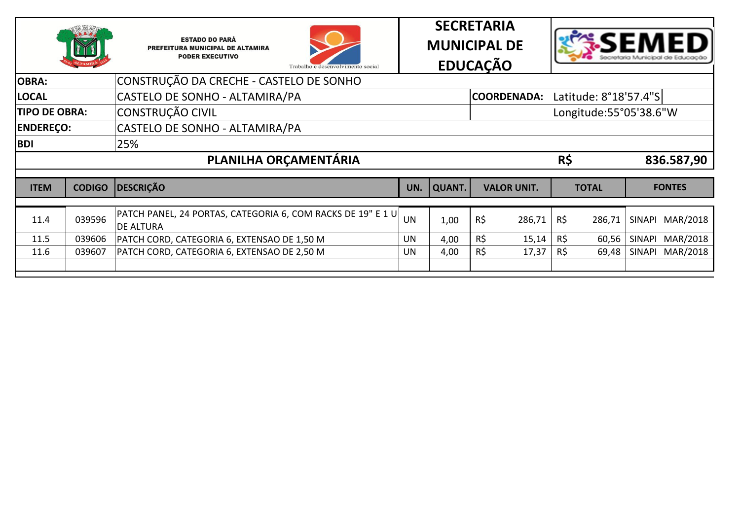ESTADO DO PARÁ
PREFEITURA MUNICIPAL DE ALTAMIRA
PODER EXECUTIVO

Trabalho e desenvolvimento social

**SECRETARIA MUNICIPAL DE EDUCAÇÃO**

SEMED – Secretaria Municipal de Educação

| | | | |
|---|---|---|---|
| **OBRA:** | CONSTRUÇÃO DA CRECHE - CASTELO DE SONHO | | |
| **LOCAL** | CASTELO DE SONHO - ALTAMIRA/PA | **COORDENADA:** | Latitude: 8°18'57.4"S |
| **TIPO DE OBRA:** | CONSTRUÇÃO CIVIL | | Longitude:55°05'38.6"W |
| **ENDEREÇO:** | CASTELO DE SONHO - ALTAMIRA/PA | | |
| **BDI** | 25% | | |

## PLANILHA ORÇAMENTÁRIA — R$ 836.587,90

| ITEM | CODIGO | DESCRIÇÃO | UN. | QUANT. | VALOR UNIT. | TOTAL | FONTES |
|---|---|---|---|---|---|---|---|
| 11.4 | 039596 | PATCH PANEL, 24 PORTAS, CATEGORIA 6, COM RACKS DE 19" E 1 U DE ALTURA | UN | 1,00 | R$ 286,71 | R$ 286,71 | SINAPI MAR/2018 |
| 11.5 | 039606 | PATCH CORD, CATEGORIA 6, EXTENSAO DE 1,50 M | UN | 4,00 | R$ 15,14 | R$ 60,56 | SINAPI MAR/2018 |
| 11.6 | 039607 | PATCH CORD, CATEGORIA 6, EXTENSAO DE 2,50 M | UN | 4,00 | R$ 17,37 | R$ 69,48 | SINAPI MAR/2018 |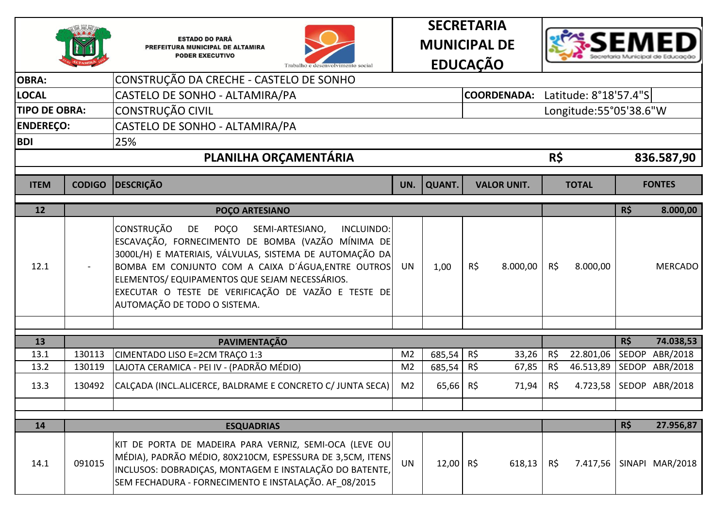ESTADO DO PARÁ
PREFEITURA MUNICIPAL DE ALTAMIRA
PODER EXECUTIVO

Trabalho e desenvolvimento social

**SECRETARIA MUNICIPAL DE EDUCAÇÃO**

SEMED – Secretaria Municipal de Educação

| | | | |
|---|---|---|---|
| **OBRA:** | CONSTRUÇÃO DA CRECHE - CASTELO DE SONHO | | |
| **LOCAL** | CASTELO DE SONHO - ALTAMIRA/PA | **COORDENADA:** | Latitude: 8°18'57.4"S |
| **TIPO DE OBRA:** | CONSTRUÇÃO CIVIL | | Longitude:55°05'38.6"W |
| **ENDEREÇO:** | CASTELO DE SONHO - ALTAMIRA/PA | | |
| **BDI** | 25% | | |

## PLANILHA ORÇAMENTÁRIA — R$ 836.587,90

| ITEM | CODIGO | DESCRIÇÃO | UN. | QUANT. | VALOR UNIT. | TOTAL | FONTES |
|---|---|---|---|---|---|---|---|
| **12** | | **POÇO ARTESIANO** | | | | | **R$ 8.000,00** |
| 12.1 | - | CONSTRUÇÃO DE POÇO SEMI-ARTESIANO, INCLUINDO: ESCAVAÇÃO, FORNECIMENTO DE BOMBA (VAZÃO MÍNIMA DE 3000L/H) E MATERIAIS, VÁLVULAS, SISTEMA DE AUTOMAÇÃO DA BOMBA EM CONJUNTO COM A CAIXA D´ÁGUA,ENTRE OUTROS ELEMENTOS/ EQUIPAMENTOS QUE SEJAM NECESSÁRIOS. EXECUTAR O TESTE DE VERIFICAÇÃO DE VAZÃO E TESTE DE AUTOMAÇÃO DE TODO O SISTEMA. | UN | 1,00 | R$ 8.000,00 | R$ 8.000,00 | MERCADO |
| | | | | | | | |
| **13** | | **PAVIMENTAÇÃO** | | | | | **R$ 74.038,53** |
| 13.1 | 130113 | CIMENTADO LISO E=2CM TRAÇO 1:3 | M2 | 685,54 | R$ 33,26 | R$ 22.801,06 | SEDOP ABR/2018 |
| 13.2 | 130119 | LAJOTA CERAMICA - PEI IV - (PADRÃO MÉDIO) | M2 | 685,54 | R$ 67,85 | R$ 46.513,89 | SEDOP ABR/2018 |
| 13.3 | 130492 | CALÇADA (INCL.ALICERCE, BALDRAME E CONCRETO C/ JUNTA SECA) | M2 | 65,66 | R$ 71,94 | R$ 4.723,58 | SEDOP ABR/2018 |
| | | | | | | | |
| **14** | | **ESQUADRIAS** | | | | | **R$ 27.956,87** |
| 14.1 | 091015 | KIT DE PORTA DE MADEIRA PARA VERNIZ, SEMI-OCA (LEVE OU MÉDIA), PADRÃO MÉDIO, 80X210CM, ESPESSURA DE 3,5CM, ITENS INCLUSOS: DOBRADIÇAS, MONTAGEM E INSTALAÇÃO DO BATENTE, SEM FECHADURA - FORNECIMENTO E INSTALAÇÃO. AF_08/2015 | UN | 12,00 | R$ 618,13 | R$ 7.417,56 | SINAPI MAR/2018 |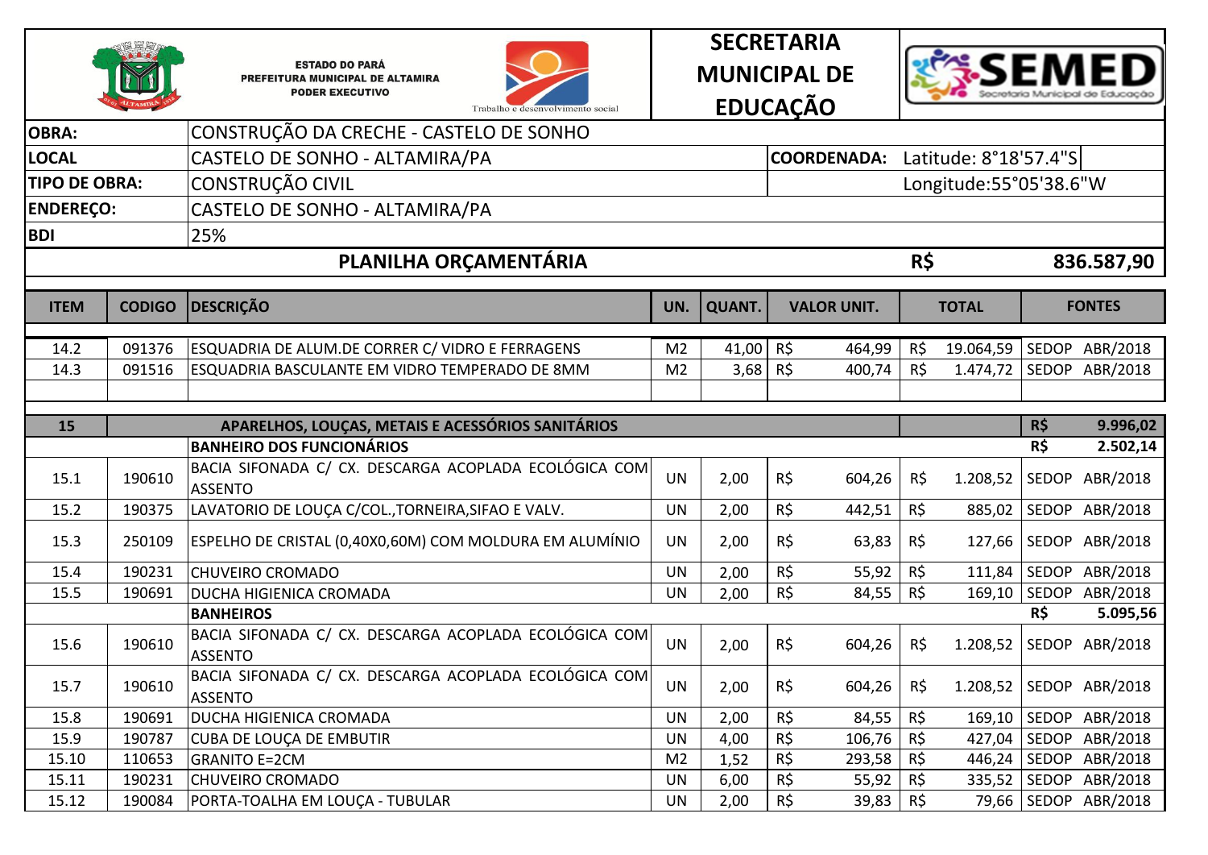ESTADO DO PARÁ
PREFEITURA MUNICIPAL DE ALTAMIRA
PODER EXECUTIVO

Trabalho e desenvolvimento social

**SECRETARIA MUNICIPAL DE EDUCAÇÃO**

SEMED Secretaria Municipal de Educação

| | |
|---|---|
| **OBRA:** | CONSTRUÇÃO DA CRECHE - CASTELO DE SONHO |
| **LOCAL** | CASTELO DE SONHO - ALTAMIRA/PA — **COORDENADA:** Latitude: 8°18'57.4"S |
| **TIPO DE OBRA:** | CONSTRUÇÃO CIVIL — Longitude:55°05'38.6"W |
| **ENDEREÇO:** | CASTELO DE SONHO - ALTAMIRA/PA |
| **BDI** | 25% |

## PLANILHA ORÇAMENTÁRIA — R$ 836.587,90

| ITEM | CODIGO | DESCRIÇÃO | UN. | QUANT. | VALOR UNIT. | TOTAL | FONTES |
|---|---|---|---|---|---|---|---|
| 14.2 | 091376 | ESQUADRIA DE ALUM.DE CORRER C/ VIDRO E FERRAGENS | M2 | 41,00 | R$ 464,99 | R$ 19.064,59 | SEDOP ABR/2018 |
| 14.3 | 091516 | ESQUADRIA BASCULANTE EM VIDRO TEMPERADO DE 8MM | M2 | 3,68 | R$ 400,74 | R$ 1.474,72 | SEDOP ABR/2018 |
| | | | | | | | |
| **15** | | **APARELHOS, LOUÇAS, METAIS E ACESSÓRIOS SANITÁRIOS** | | | | | **R$ 9.996,02** |
| | | **BANHEIRO DOS FUNCIONÁRIOS** | | | | | **R$ 2.502,14** |
| 15.1 | 190610 | BACIA SIFONADA C/ CX. DESCARGA ACOPLADA ECOLÓGICA COM ASSENTO | UN | 2,00 | R$ 604,26 | R$ 1.208,52 | SEDOP ABR/2018 |
| 15.2 | 190375 | LAVATORIO DE LOUÇA C/COL.,TORNEIRA,SIFAO E VALV. | UN | 2,00 | R$ 442,51 | R$ 885,02 | SEDOP ABR/2018 |
| 15.3 | 250109 | ESPELHO DE CRISTAL (0,40X0,60M) COM MOLDURA EM ALUMÍNIO | UN | 2,00 | R$ 63,83 | R$ 127,66 | SEDOP ABR/2018 |
| 15.4 | 190231 | CHUVEIRO CROMADO | UN | 2,00 | R$ 55,92 | R$ 111,84 | SEDOP ABR/2018 |
| 15.5 | 190691 | DUCHA HIGIENICA CROMADA | UN | 2,00 | R$ 84,55 | R$ 169,10 | SEDOP ABR/2018 |
| | | **BANHEIROS** | | | | | **R$ 5.095,56** |
| 15.6 | 190610 | BACIA SIFONADA C/ CX. DESCARGA ACOPLADA ECOLÓGICA COM ASSENTO | UN | 2,00 | R$ 604,26 | R$ 1.208,52 | SEDOP ABR/2018 |
| 15.7 | 190610 | BACIA SIFONADA C/ CX. DESCARGA ACOPLADA ECOLÓGICA COM ASSENTO | UN | 2,00 | R$ 604,26 | R$ 1.208,52 | SEDOP ABR/2018 |
| 15.8 | 190691 | DUCHA HIGIENICA CROMADA | UN | 2,00 | R$ 84,55 | R$ 169,10 | SEDOP ABR/2018 |
| 15.9 | 190787 | CUBA DE LOUÇA DE EMBUTIR | UN | 4,00 | R$ 106,76 | R$ 427,04 | SEDOP ABR/2018 |
| 15.10 | 110653 | GRANITO E=2CM | M2 | 1,52 | R$ 293,58 | R$ 446,24 | SEDOP ABR/2018 |
| 15.11 | 190231 | CHUVEIRO CROMADO | UN | 6,00 | R$ 55,92 | R$ 335,52 | SEDOP ABR/2018 |
| 15.12 | 190084 | PORTA-TOALHA EM LOUÇA - TUBULAR | UN | 2,00 | R$ 39,83 | R$ 79,66 | SEDOP ABR/2018 |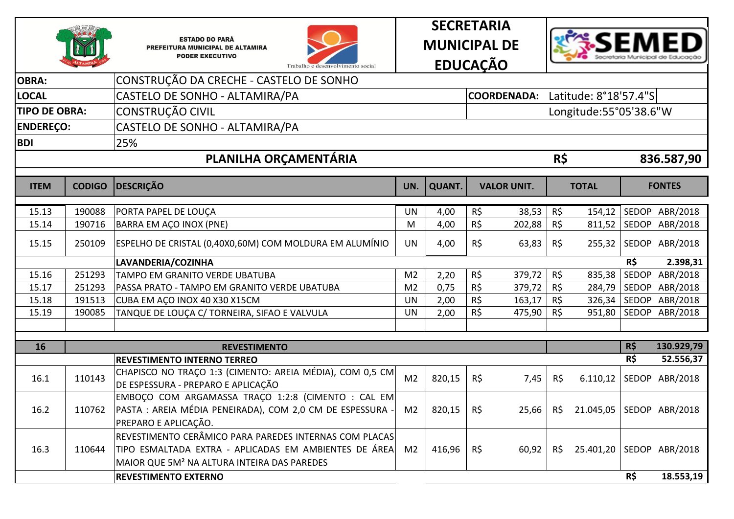ESTADO DO PARÁ
PREFEITURA MUNICIPAL DE ALTAMIRA
PODER EXECUTIVO

Trabalho e desenvolvimento social

**SECRETARIA MUNICIPAL DE EDUCAÇÃO**

SEMED – Secretaria Municipal de Educação

| | | | |
|---|---|---|---|
| **OBRA:** | CONSTRUÇÃO DA CRECHE - CASTELO DE SONHO | | |
| **LOCAL** | CASTELO DE SONHO - ALTAMIRA/PA | **COORDENADA:** | Latitude: 8°18'57.4"S |
| **TIPO DE OBRA:** | CONSTRUÇÃO CIVIL | | Longitude:55°05'38.6"W |
| **ENDEREÇO:** | CASTELO DE SONHO - ALTAMIRA/PA | | |
| **BDI** | 25% | | |

## PLANILHA ORÇAMENTÁRIA — R$ 836.587,90

| ITEM | CODIGO | DESCRIÇÃO | UN. | QUANT. | VALOR UNIT. | TOTAL | FONTES |
|---|---|---|---|---|---|---|---|
| 15.13 | 190088 | PORTA PAPEL DE LOUÇA | UN | 4,00 | R$ 38,53 | R$ 154,12 | SEDOP ABR/2018 |
| 15.14 | 190716 | BARRA EM AÇO INOX (PNE) | M | 4,00 | R$ 202,88 | R$ 811,52 | SEDOP ABR/2018 |
| 15.15 | 250109 | ESPELHO DE CRISTAL (0,40X0,60M) COM MOLDURA EM ALUMÍNIO | UN | 4,00 | R$ 63,83 | R$ 255,32 | SEDOP ABR/2018 |
| | | **LAVANDERIA/COZINHA** | | | | | **R$ 2.398,31** |
| 15.16 | 251293 | TAMPO EM GRANITO VERDE UBATUBA | M2 | 2,20 | R$ 379,72 | R$ 835,38 | SEDOP ABR/2018 |
| 15.17 | 251293 | PASSA PRATO - TAMPO EM GRANITO VERDE UBATUBA | M2 | 0,75 | R$ 379,72 | R$ 284,79 | SEDOP ABR/2018 |
| 15.18 | 191513 | CUBA EM AÇO INOX 40 X30 X15CM | UN | 2,00 | R$ 163,17 | R$ 326,34 | SEDOP ABR/2018 |
| 15.19 | 190085 | TANQUE DE LOUÇA C/ TORNEIRA, SIFAO E VALVULA | UN | 2,00 | R$ 475,90 | R$ 951,80 | SEDOP ABR/2018 |
| | | | | | | | |
| **16** | | **REVESTIMENTO** | | | | | **R$ 130.929,79** |
| | | **REVESTIMENTO INTERNO TERREO** | | | | | **R$ 52.556,37** |
| 16.1 | 110143 | CHAPISCO NO TRAÇO 1:3 (CIMENTO: AREIA MÉDIA), COM 0,5 CM DE ESPESSURA - PREPARO E APLICAÇÃO | M2 | 820,15 | R$ 7,45 | R$ 6.110,12 | SEDOP ABR/2018 |
| 16.2 | 110762 | EMBOÇO COM ARGAMASSA TRAÇO 1:2:8 (CIMENTO : CAL EM PASTA : AREIA MÉDIA PENEIRADA), COM 2,0 CM DE ESPESSURA - PREPARO E APLICAÇÃO. | M2 | 820,15 | R$ 25,66 | R$ 21.045,05 | SEDOP ABR/2018 |
| 16.3 | 110644 | REVESTIMENTO CERÂMICO PARA PAREDES INTERNAS COM PLACAS TIPO ESMALTADA EXTRA - APLICADAS EM AMBIENTES DE ÁREA MAIOR QUE 5M² NA ALTURA INTEIRA DAS PAREDES | M2 | 416,96 | R$ 60,92 | R$ 25.401,20 | SEDOP ABR/2018 |
| | | **REVESTIMENTO EXTERNO** | | | | | **R$ 18.553,19** |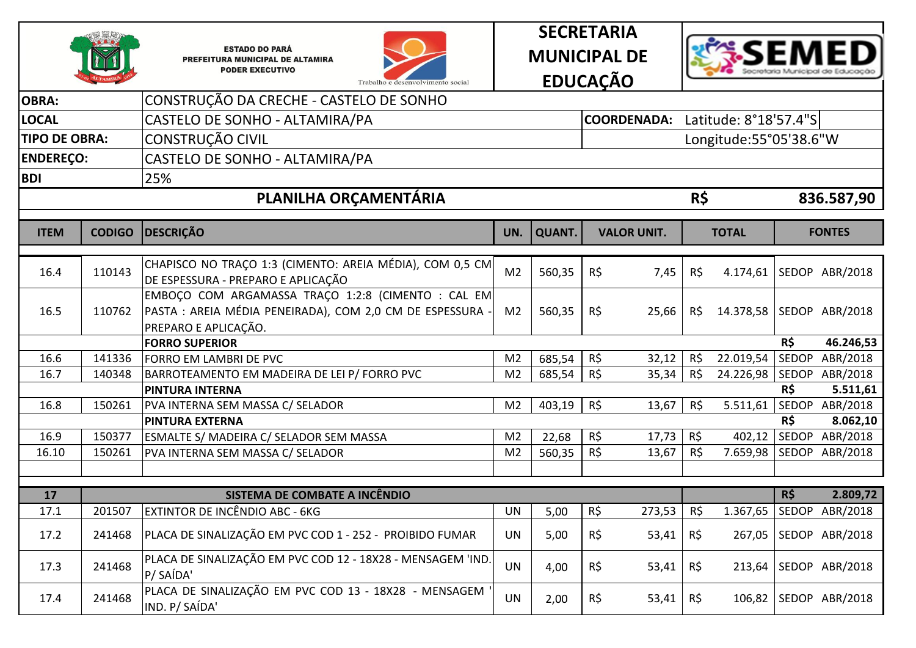ESTADO DO PARÁ
PREFEITURA MUNICIPAL DE ALTAMIRA
PODER EXECUTIVO

Trabalho e desenvolvimento social

**SECRETARIA MUNICIPAL DE EDUCAÇÃO**

SEMED – Secretaria Municipal de Educação

| | |
|---|---|
| **OBRA:** | CONSTRUÇÃO DA CRECHE - CASTELO DE SONHO |
| **LOCAL** | CASTELO DE SONHO - ALTAMIRA/PA — **COORDENADA:** Latitude: 8°18'57.4"S |
| **TIPO DE OBRA:** | CONSTRUÇÃO CIVIL — Longitude:55°05'38.6"W |
| **ENDEREÇO:** | CASTELO DE SONHO - ALTAMIRA/PA |
| **BDI** | 25% |

## PLANILHA ORÇAMENTÁRIA — R$ 836.587,90

| ITEM | CODIGO | DESCRIÇÃO | UN. | QUANT. | VALOR UNIT. | TOTAL | FONTES |
|---|---|---|---|---|---|---|---|
| 16.4 | 110143 | CHAPISCO NO TRAÇO 1:3 (CIMENTO: AREIA MÉDIA), COM 0,5 CM DE ESPESSURA - PREPARO E APLICAÇÃO | M2 | 560,35 | R$ 7,45 | R$ 4.174,61 | SEDOP ABR/2018 |
| 16.5 | 110762 | EMBOÇO COM ARGAMASSA TRAÇO 1:2:8 (CIMENTO : CAL EM PASTA : AREIA MÉDIA PENEIRADA), COM 2,0 CM DE ESPESSURA - PREPARO E APLICAÇÃO. | M2 | 560,35 | R$ 25,66 | R$ 14.378,58 | SEDOP ABR/2018 |
| | | **FORRO SUPERIOR** | | | | | **R$ 46.246,53** |
| 16.6 | 141336 | FORRO EM LAMBRI DE PVC | M2 | 685,54 | R$ 32,12 | R$ 22.019,54 | SEDOP ABR/2018 |
| 16.7 | 140348 | BARROTEAMENTO EM MADEIRA DE LEI P/ FORRO PVC | M2 | 685,54 | R$ 35,34 | R$ 24.226,98 | SEDOP ABR/2018 |
| | | **PINTURA INTERNA** | | | | | **R$ 5.511,61** |
| 16.8 | 150261 | PVA INTERNA SEM MASSA C/ SELADOR | M2 | 403,19 | R$ 13,67 | R$ 5.511,61 | SEDOP ABR/2018 |
| | | **PINTURA EXTERNA** | | | | | **R$ 8.062,10** |
| 16.9 | 150377 | ESMALTE S/ MADEIRA C/ SELADOR SEM MASSA | M2 | 22,68 | R$ 17,73 | R$ 402,12 | SEDOP ABR/2018 |
| 16.10 | 150261 | PVA INTERNA SEM MASSA C/ SELADOR | M2 | 560,35 | R$ 13,67 | R$ 7.659,98 | SEDOP ABR/2018 |
| | | | | | | | |
| **17** | | **SISTEMA DE COMBATE A INCÊNDIO** | | | | | **R$ 2.809,72** |
| 17.1 | 201507 | EXTINTOR DE INCÊNDIO ABC - 6KG | UN | 5,00 | R$ 273,53 | R$ 1.367,65 | SEDOP ABR/2018 |
| 17.2 | 241468 | PLACA DE SINALIZAÇÃO EM PVC COD 1 - 252 - PROIBIDO FUMAR | UN | 5,00 | R$ 53,41 | R$ 267,05 | SEDOP ABR/2018 |
| 17.3 | 241468 | PLACA DE SINALIZAÇÃO EM PVC COD 12 - 18X28 - MENSAGEM 'IND. P/ SAÍDA' | UN | 4,00 | R$ 53,41 | R$ 213,64 | SEDOP ABR/2018 |
| 17.4 | 241468 | PLACA DE SINALIZAÇÃO EM PVC COD 13 - 18X28 - MENSAGEM 'IND. P/ SAÍDA' | UN | 2,00 | R$ 53,41 | R$ 106,82 | SEDOP ABR/2018 |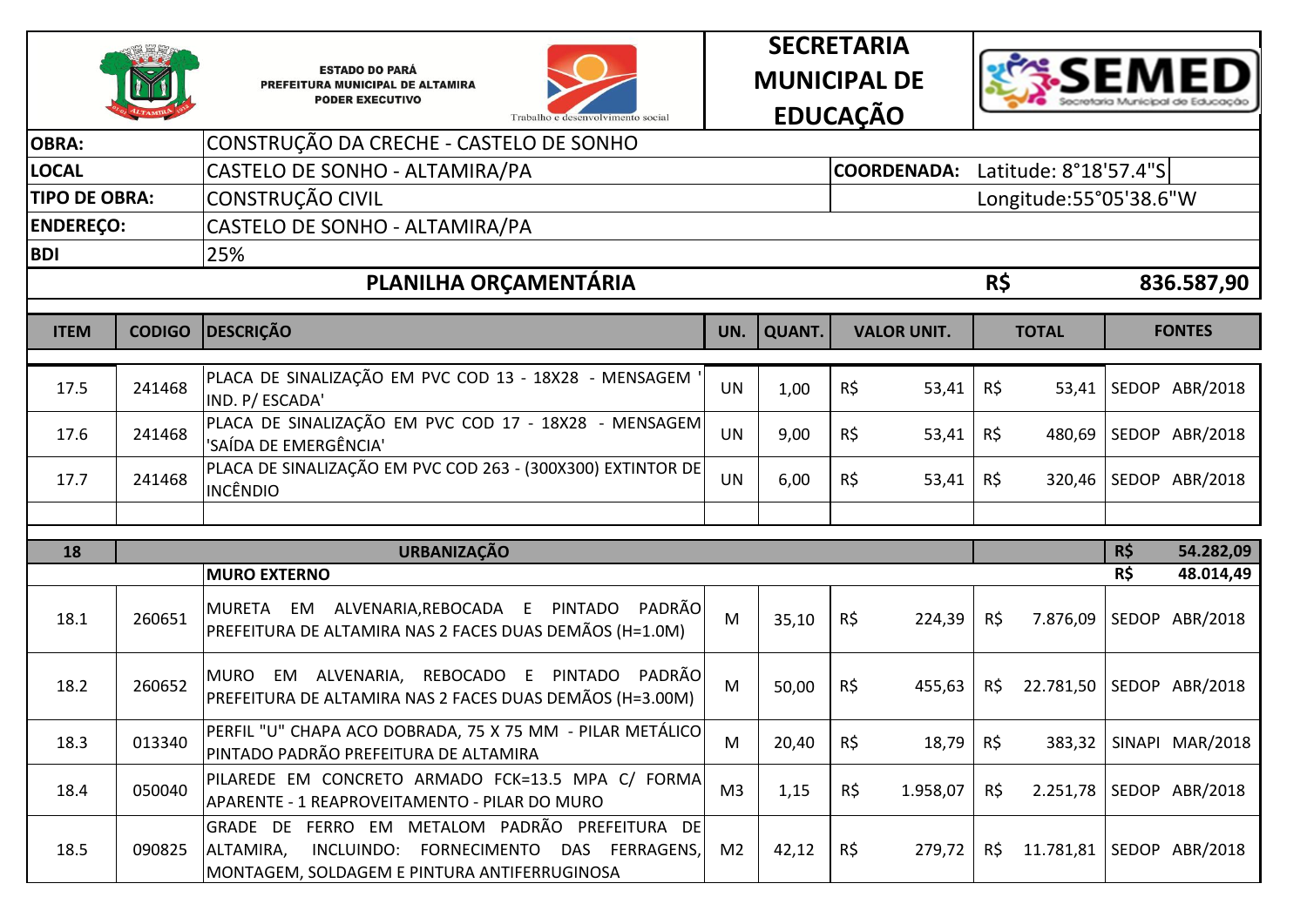ESTADO DO PARÁ
PREFEITURA MUNICIPAL DE ALTAMIRA
PODER EXECUTIVO

Trabalho e desenvolvimento social

**SECRETARIA MUNICIPAL DE EDUCAÇÃO**

SEMED - Secretaria Municipal de Educação

| | | | |
|---|---|---|---|
| **OBRA:** | CONSTRUÇÃO DA CRECHE - CASTELO DE SONHO | | |
| **LOCAL** | CASTELO DE SONHO - ALTAMIRA/PA | **COORDENADA:** | Latitude: 8°18'57.4"S |
| **TIPO DE OBRA:** | CONSTRUÇÃO CIVIL | | Longitude:55°05'38.6"W |
| **ENDEREÇO:** | CASTELO DE SONHO - ALTAMIRA/PA | | |
| **BDI** | 25% | | |

## PLANILHA ORÇAMENTÁRIA — R$ 836.587,90

| ITEM | CODIGO | DESCRIÇÃO | UN. | QUANT. | VALOR UNIT. | TOTAL | FONTES |
|---|---|---|---|---|---|---|---|
| 17.5 | 241468 | PLACA DE SINALIZAÇÃO EM PVC COD 13 - 18X28 - MENSAGEM 'IND. P/ ESCADA' | UN | 1,00 | R$ 53,41 | R$ 53,41 | SEDOP ABR/2018 |
| 17.6 | 241468 | PLACA DE SINALIZAÇÃO EM PVC COD 17 - 18X28 - MENSAGEM 'SAÍDA DE EMERGÊNCIA' | UN | 9,00 | R$ 53,41 | R$ 480,69 | SEDOP ABR/2018 |
| 17.7 | 241468 | PLACA DE SINALIZAÇÃO EM PVC COD 263 - (300X300) EXTINTOR DE INCÊNDIO | UN | 6,00 | R$ 53,41 | R$ 320,46 | SEDOP ABR/2018 |
| | | | | | | | |
| **18** | | **URBANIZAÇÃO** | | | | | **R$ 54.282,09** |
| | | **MURO EXTERNO** | | | | | **R$ 48.014,49** |
| 18.1 | 260651 | MURETA EM ALVENARIA,REBOCADA E PINTADO PADRÃO PREFEITURA DE ALTAMIRA NAS 2 FACES DUAS DEMÃOS (H=1.0M) | M | 35,10 | R$ 224,39 | R$ 7.876,09 | SEDOP ABR/2018 |
| 18.2 | 260652 | MURO EM ALVENARIA, REBOCADO E PINTADO PADRÃO PREFEITURA DE ALTAMIRA NAS 2 FACES DUAS DEMÃOS (H=3.00M) | M | 50,00 | R$ 455,63 | R$ 22.781,50 | SEDOP ABR/2018 |
| 18.3 | 013340 | PERFIL "U" CHAPA ACO DOBRADA, 75 X 75 MM - PILAR METÁLICO PINTADO PADRÃO PREFEITURA DE ALTAMIRA | M | 20,40 | R$ 18,79 | R$ 383,32 | SINAPI MAR/2018 |
| 18.4 | 050040 | PILAREDE EM CONCRETO ARMADO FCK=13.5 MPA C/ FORMA APARENTE - 1 REAPROVEITAMENTO - PILAR DO MURO | M3 | 1,15 | R$ 1.958,07 | R$ 2.251,78 | SEDOP ABR/2018 |
| 18.5 | 090825 | GRADE DE FERRO EM METALOM PADRÃO PREFEITURA DE ALTAMIRA, INCLUINDO: FORNECIMENTO DAS FERRAGENS, MONTAGEM, SOLDAGEM E PINTURA ANTIFERRUGINOSA | M2 | 42,12 | R$ 279,72 | R$ 11.781,81 | SEDOP ABR/2018 |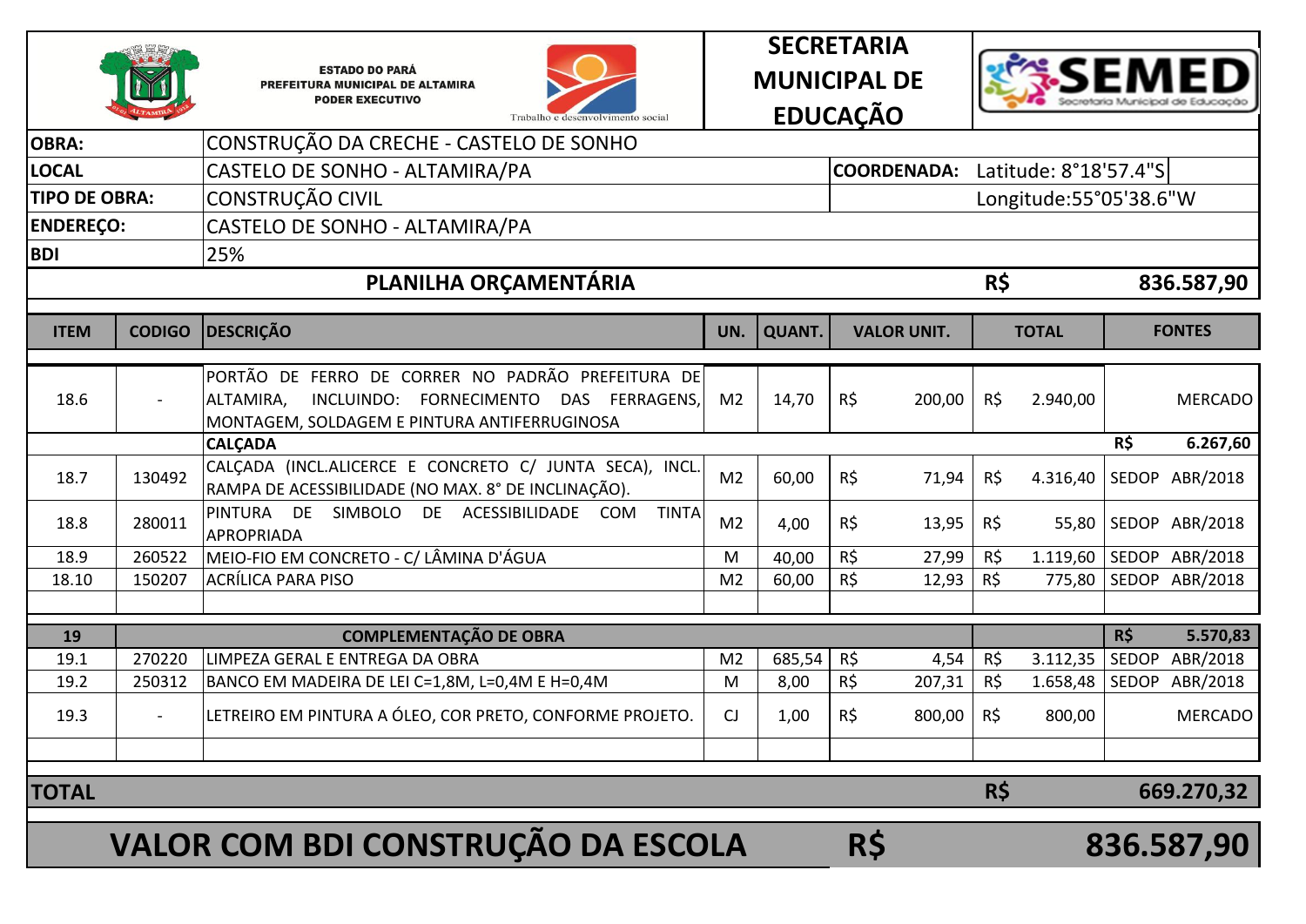ESTADO DO PARÁ
PREFEITURA MUNICIPAL DE ALTAMIRA
PODER EXECUTIVO

Trabalho e desenvolvimento social

SECRETARIA MUNICIPAL DE EDUCAÇÃO

SEMED Secretaria Municipal de Educação

| | | | |
|---|---|---|---|
| **OBRA:** | CONSTRUÇÃO DA CRECHE - CASTELO DE SONHO | | |
| **LOCAL** | CASTELO DE SONHO - ALTAMIRA/PA | **COORDENADA:** | Latitude: 8°18'57.4"S |
| **TIPO DE OBRA:** | CONSTRUÇÃO CIVIL | | Longitude:55°05'38.6"W |
| **ENDEREÇO:** | CASTELO DE SONHO - ALTAMIRA/PA | | |
| **BDI** | 25% | | |

**PLANILHA ORÇAMENTÁRIA** R$ **836.587,90**

| ITEM | CODIGO | DESCRIÇÃO | UN. | QUANT. | VALOR UNIT. | TOTAL | FONTES |
|---|---|---|---|---|---|---|---|
| 18.6 | - | PORTÃO DE FERRO DE CORRER NO PADRÃO PREFEITURA DE ALTAMIRA, INCLUINDO: FORNECIMENTO DAS FERRAGENS, MONTAGEM, SOLDAGEM E PINTURA ANTIFERRUGINOSA | M2 | 14,70 | R$ 200,00 | R$ 2.940,00 | MERCADO |
| | | **CALÇADA** | | | | | **R$ 6.267,60** |
| 18.7 | 130492 | CALÇADA (INCL.ALICERCE E CONCRETO C/ JUNTA SECA), INCL. RAMPA DE ACESSIBILIDADE (NO MAX. 8° DE INCLINAÇÃO). | M2 | 60,00 | R$ 71,94 | R$ 4.316,40 | SEDOP ABR/2018 |
| 18.8 | 280011 | PINTURA DE SIMBOLO DE ACESSIBILIDADE COM TINTA APROPRIADA | M2 | 4,00 | R$ 13,95 | R$ 55,80 | SEDOP ABR/2018 |
| 18.9 | 260522 | MEIO-FIO EM CONCRETO - C/ LÂMINA D'ÁGUA | M | 40,00 | R$ 27,99 | R$ 1.119,60 | SEDOP ABR/2018 |
| 18.10 | 150207 | ACRÍLICA PARA PISO | M2 | 60,00 | R$ 12,93 | R$ 775,80 | SEDOP ABR/2018 |
| | | | | | | | |
| **19** | | **COMPLEMENTAÇÃO DE OBRA** | | | | | **R$ 5.570,83** |
| 19.1 | 270220 | LIMPEZA GERAL E ENTREGA DA OBRA | M2 | 685,54 | R$ 4,54 | R$ 3.112,35 | SEDOP ABR/2018 |
| 19.2 | 250312 | BANCO EM MADEIRA DE LEI C=1,8M, L=0,4M E H=0,4M | M | 8,00 | R$ 207,31 | R$ 1.658,48 | SEDOP ABR/2018 |
| 19.3 | - | LETREIRO EM PINTURA A ÓLEO, COR PRETO, CONFORME PROJETO. | CJ | 1,00 | R$ 800,00 | R$ 800,00 | MERCADO |
| | | | | | | | |
| **TOTAL** | | | | | | **R$ 669.270,32** | |

**VALOR COM BDI CONSTRUÇÃO DA ESCOLA** **R$** **836.587,90**